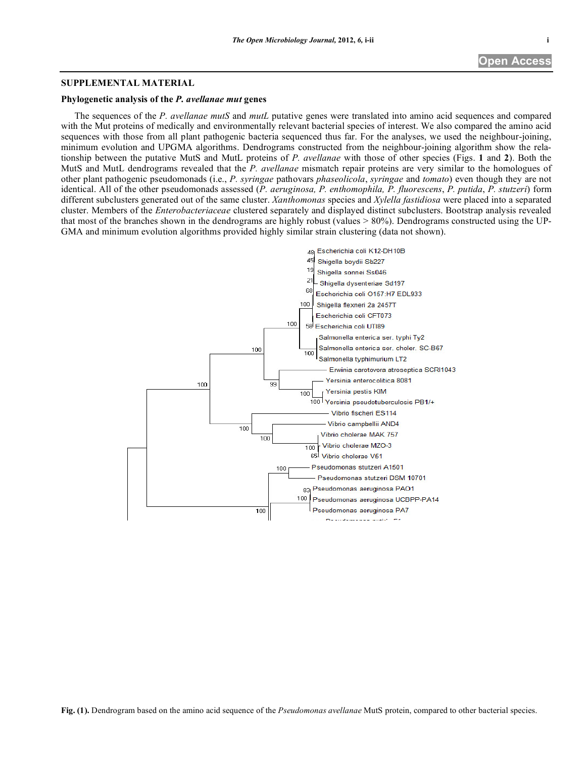## SUPPLEMENTAL MATERIAL

### Phylogenetic analysis of the *P. avellanae mut* genes

The sequences of the *P. avellanae mutS* and *mutL* putative genes were translated into amino acid sequences and compared with the Mut proteins of medically and environmentally relevant bacterial species of interest. We also compared the amino acid sequences with those from all plant pathogenic bacteria sequenced thus far. For the analyses, we used the neighbour-joining, minimum evolution and UPGMA algorithms. Dendrograms constructed from the neighbour-joining algorithm show the relationship between the putative MutS and MutL proteins of *P. avellanae* with those of other species (Figs. **1** and **2**). Both the MutS and MutL dendrograms revealed that the *P. avellanae* mismatch repair proteins are very similar to the homologues of other plant pathogenic pseudomonads (i.e., *P. syringae* pathovars *phaseolicola*, *syringae* and *tomato*) even though they are not identical. All of the other pseudomonads assessed (*P. aeruginosa, P. enthomophila, P. fluorescens*, *P. putida*, *P. stutzeri*) form different subclusters generated out of the same cluster. *Xanthomonas* species and *Xylella fastidiosa* were placed into a separated cluster. Members of the *Enterobacteriaceae* clustered separately and displayed distinct subclusters. Bootstrap analysis revealed that most of the branches shown in the dendrograms are highly robust (values > 80%). Dendrograms constructed using the UPGMA and minimum evolution algorithms provided highly similar strain clustering (data not shown).

**Fig. (1).** Dendrogram based on the amino acid sequence of the *Pseudomonas avellanae* MutS protein, compared to other bacterial species.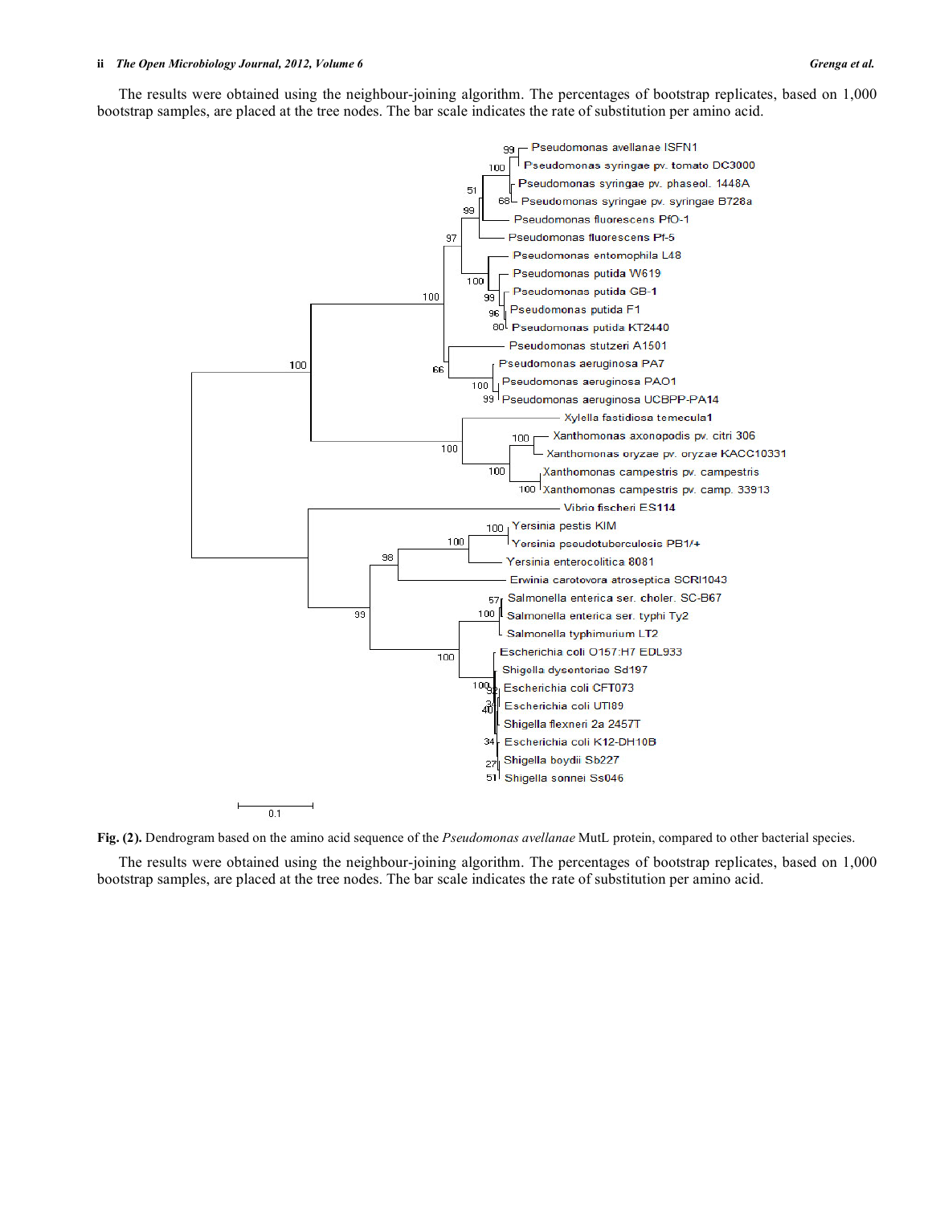The results were obtained using the neighbour-joining algorithm. The percentages of bootstrap replicates, based on 1,000 bootstrap samples, are placed at the tree nodes. The bar scale indicates the rate of substitution per amino acid.

99
100
51
68
99
97
100
99
96
80
100
66
100
99
100
100
100
100
100
98
99
100
57
100
100
92
3
40
34
27
51

Pseudomonas avellanae ISFN1
Pseudomonas syringae pv. tomato DC3000
Pseudomonas syringae pv. phaseol. 1448A
Pseudomonas syringae pv. syringae B728a
Pseudomonas fluorescens PfO-1
Pseudomonas fluorescens Pf-5
Pseudomonas entomophila L48
Pseudomonas putida W619
Pseudomonas putida GB-1
Pseudomonas putida F1
Pseudomonas putida KT2440
Pseudomonas stutzeri A1501
Pseudomonas aeruginosa PA7
Pseudomonas aeruginosa PAO1
Pseudomonas aeruginosa UCBPP-PA14
Xylella fastidiosa temecula1
Xanthomonas axonopodis pv. citri 306
Xanthomonas oryzae pv. oryzae KACC10331
Xanthomonas campestris pv. campestris
Xanthomonas campestris pv. camp. 33913
Vibrio fischeri ES114
Yersinia pestis KIM
Yersinia pseudotuberculosis PB1/+
Yersinia enterocolitica 8081
Erwinia carotovora atroseptica SCRI1043
Salmonella enterica ser. choler. SC-B67
Salmonella enterica ser. typhi Ty2
Salmonella typhimurium LT2
Escherichia coli O157:H7 EDL933
Shigella dysenteriae Sd197
Escherichia coli CFT073
Escherichia coli UTI89
Shigella flexneri 2a 2457T
Escherichia coli K12-DH10B
Shigella boydii Sb227
Shigella sonnei Ss046

0.1

**Fig. (2).** Dendrogram based on the amino acid sequence of the *Pseudomonas avellanae* MutL protein, compared to other bacterial species.

The results were obtained using the neighbour-joining algorithm. The percentages of bootstrap replicates, based on 1,000 bootstrap samples, are placed at the tree nodes. The bar scale indicates the rate of substitution per amino acid.